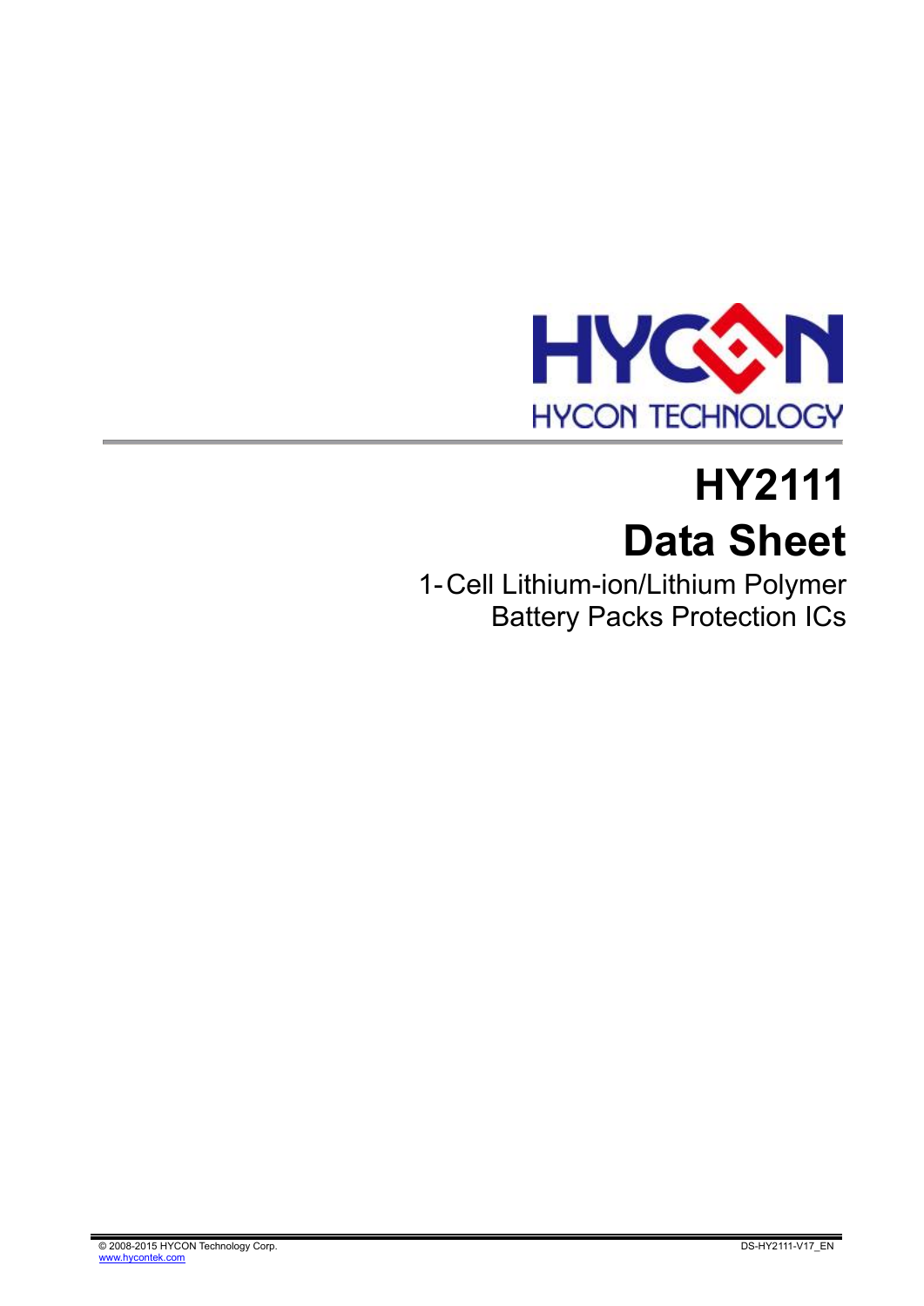HYCON TECHNOLOGY

# HY2111

# Data Sheet

1-Cell Lithium-ion/Lithium Polymer Battery Packs Protection ICs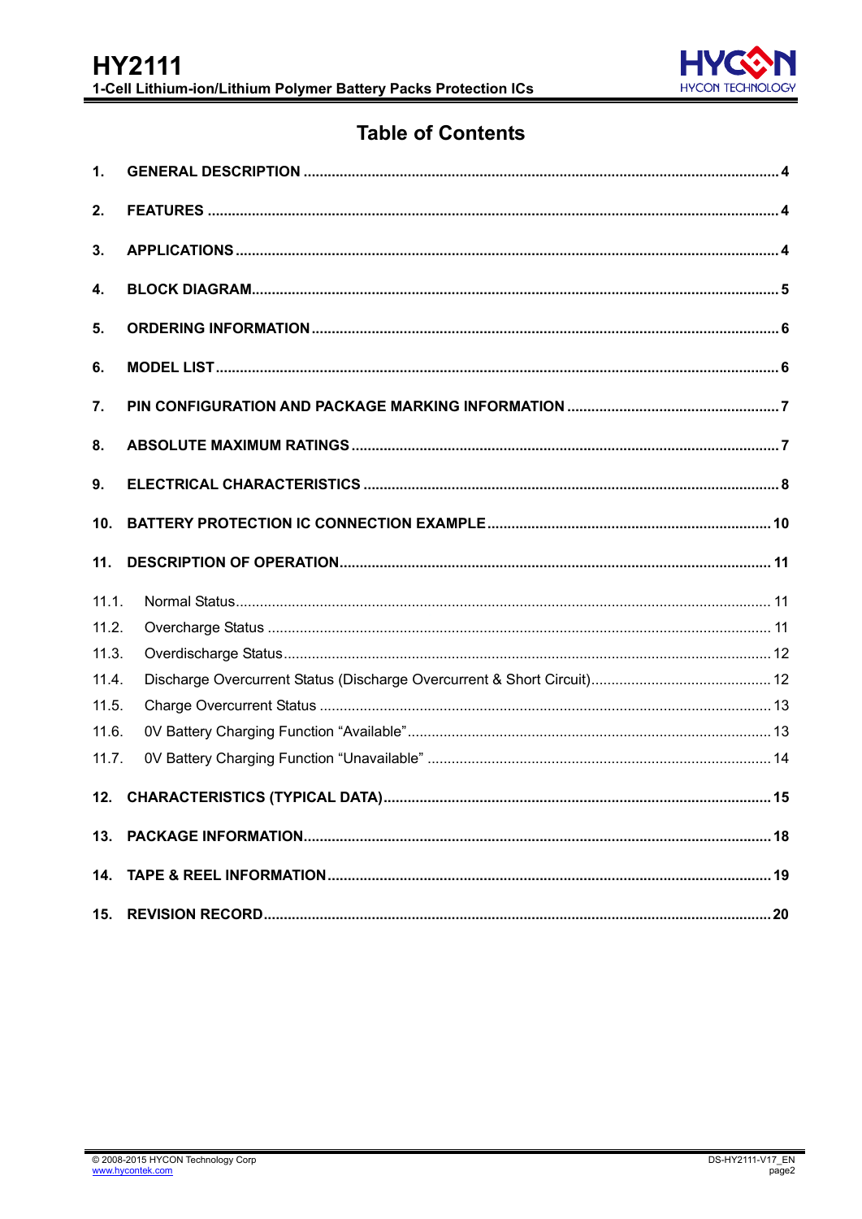# Table of Contents

1. GENERAL DESCRIPTION .................................................... 4
2. FEATURES .................................................... 4
3. APPLICATIONS .................................................... 4
4. BLOCK DIAGRAM .................................................... 5
5. ORDERING INFORMATION .................................................... 6
6. MODEL LIST .................................................... 6
7. PIN CONFIGURATION AND PACKAGE MARKING INFORMATION .................................................... 7
8. ABSOLUTE MAXIMUM RATINGS .................................................... 7
9. ELECTRICAL CHARACTERISTICS .................................................... 8
10. BATTERY PROTECTION IC CONNECTION EXAMPLE .................................................... 10
11. DESCRIPTION OF OPERATION .................................................... 11
    - 11.1. Normal Status .................................................... 11
    - 11.2. Overcharge Status .................................................... 11
    - 11.3. Overdischarge Status .................................................... 12
    - 11.4. Discharge Overcurrent Status (Discharge Overcurrent & Short Circuit) .................................................... 12
    - 11.5. Charge Overcurrent Status .................................................... 13
    - 11.6. 0V Battery Charging Function “Available” .................................................... 13
    - 11.7. 0V Battery Charging Function “Unavailable” .................................................... 14
12. CHARACTERISTICS (TYPICAL DATA) .................................................... 15
13. PACKAGE INFORMATION .................................................... 18
14. TAPE & REEL INFORMATION .................................................... 19
15. REVISION RECORD .................................................... 20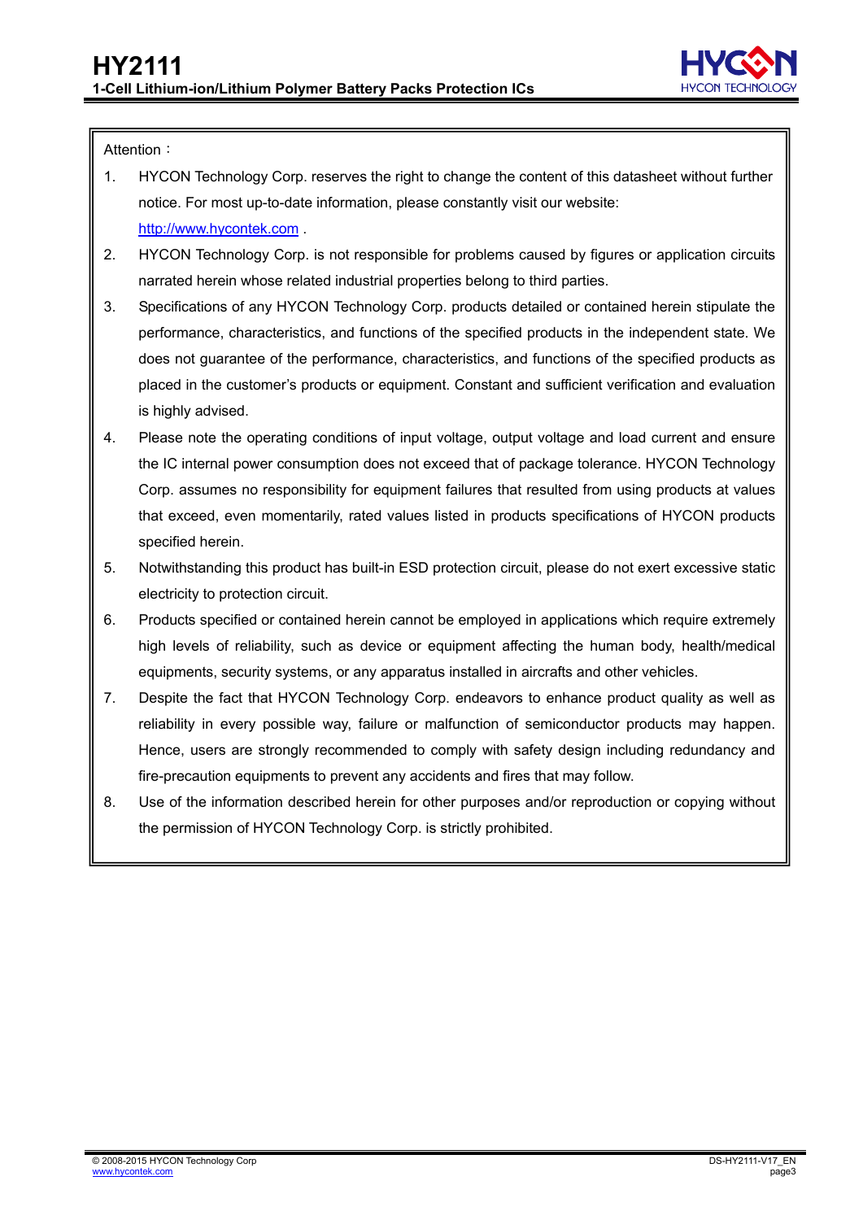Attention：

1. HYCON Technology Corp. reserves the right to change the content of this datasheet without further notice. For most up-to-date information, please constantly visit our website: http://www.hycontek.com .
2. HYCON Technology Corp. is not responsible for problems caused by figures or application circuits narrated herein whose related industrial properties belong to third parties.
3. Specifications of any HYCON Technology Corp. products detailed or contained herein stipulate the performance, characteristics, and functions of the specified products in the independent state. We does not guarantee of the performance, characteristics, and functions of the specified products as placed in the customer's products or equipment. Constant and sufficient verification and evaluation is highly advised.
4. Please note the operating conditions of input voltage, output voltage and load current and ensure the IC internal power consumption does not exceed that of package tolerance. HYCON Technology Corp. assumes no responsibility for equipment failures that resulted from using products at values that exceed, even momentarily, rated values listed in products specifications of HYCON products specified herein.
5. Notwithstanding this product has built-in ESD protection circuit, please do not exert excessive static electricity to protection circuit.
6. Products specified or contained herein cannot be employed in applications which require extremely high levels of reliability, such as device or equipment affecting the human body, health/medical equipments, security systems, or any apparatus installed in aircrafts and other vehicles.
7. Despite the fact that HYCON Technology Corp. endeavors to enhance product quality as well as reliability in every possible way, failure or malfunction of semiconductor products may happen. Hence, users are strongly recommended to comply with safety design including redundancy and fire-precaution equipments to prevent any accidents and fires that may follow.
8. Use of the information described herein for other purposes and/or reproduction or copying without the permission of HYCON Technology Corp. is strictly prohibited.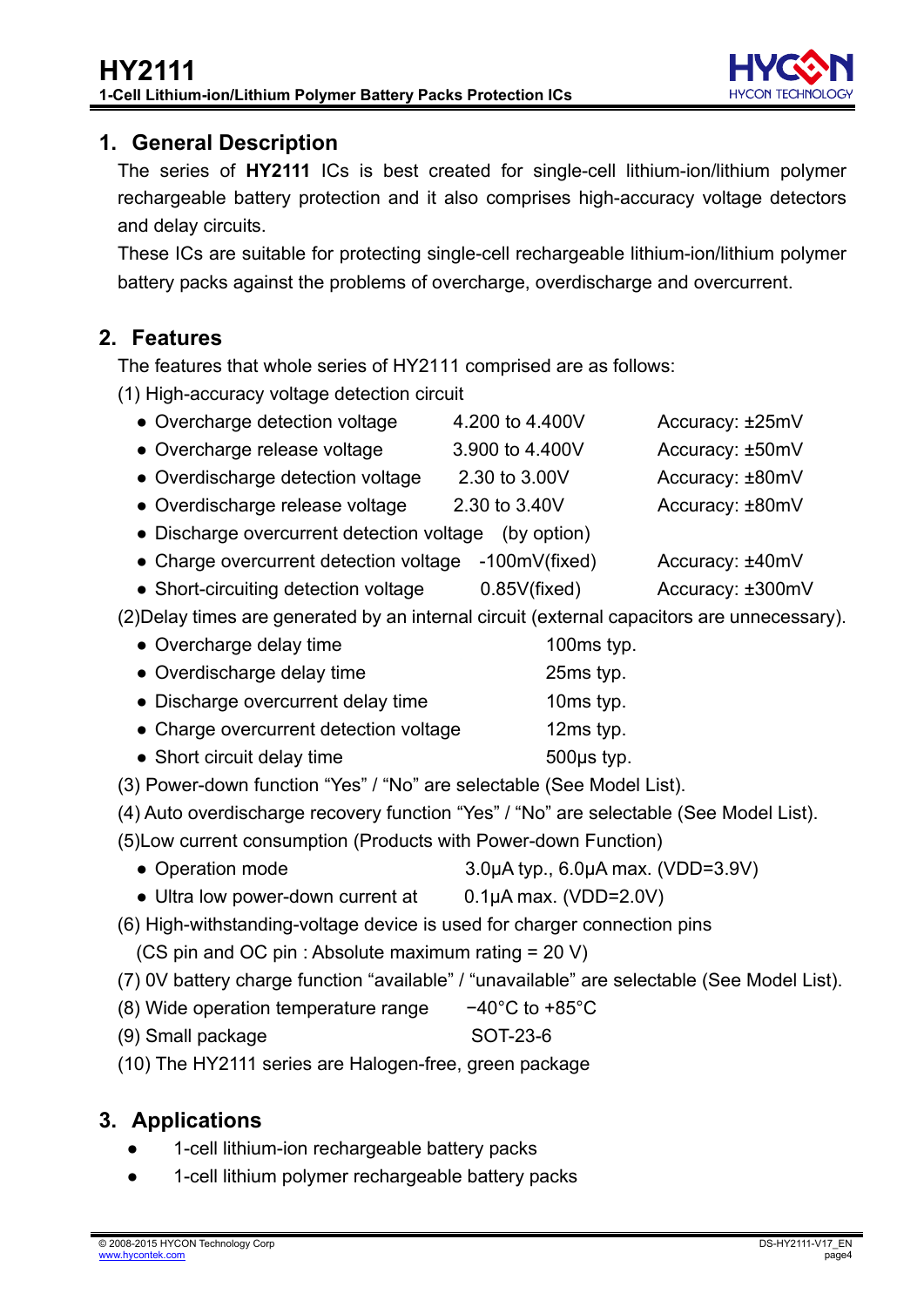## 1. General Description

The series of **HY2111** ICs is best created for single-cell lithium-ion/lithium polymer rechargeable battery protection and it also comprises high-accuracy voltage detectors and delay circuits.

These ICs are suitable for protecting single-cell rechargeable lithium-ion/lithium polymer battery packs against the problems of overcharge, overdischarge and overcurrent.

## 2. Features

The features that whole series of HY2111 comprised are as follows:

(1) High-accuracy voltage detection circuit

- Overcharge detection voltage 4.200 to 4.400V Accuracy: ±25mV
- Overcharge release voltage 3.900 to 4.400V Accuracy: ±50mV
- Overdischarge detection voltage 2.30 to 3.00V Accuracy: ±80mV
- Overdischarge release voltage 2.30 to 3.40V Accuracy: ±80mV
- Discharge overcurrent detection voltage (by option)
- Charge overcurrent detection voltage -100mV(fixed) Accuracy: ±40mV
- Short-circuiting detection voltage 0.85V(fixed) Accuracy: ±300mV

(2)Delay times are generated by an internal circuit (external capacitors are unnecessary).

- Overcharge delay time 100ms typ.
- Overdischarge delay time 25ms typ.
- Discharge overcurrent delay time 10ms typ.
- Charge overcurrent detection voltage 12ms typ.
- Short circuit delay time 500μs typ.

(3) Power-down function "Yes" / "No" are selectable (See Model List).

(4) Auto overdischarge recovery function "Yes" / "No" are selectable (See Model List).

(5)Low current consumption (Products with Power-down Function)

- Operation mode 3.0μA typ., 6.0μA max. (VDD=3.9V)
- Ultra low power-down current at 0.1μA max. (VDD=2.0V)

(6) High-withstanding-voltage device is used for charger connection pins
(CS pin and OC pin : Absolute maximum rating = 20 V)

(7) 0V battery charge function "available" / "unavailable" are selectable (See Model List).

(8) Wide operation temperature range −40°C to +85°C

(9) Small package SOT-23-6

(10) The HY2111 series are Halogen-free, green package

## 3. Applications

- 1-cell lithium-ion rechargeable battery packs
- 1-cell lithium polymer rechargeable battery packs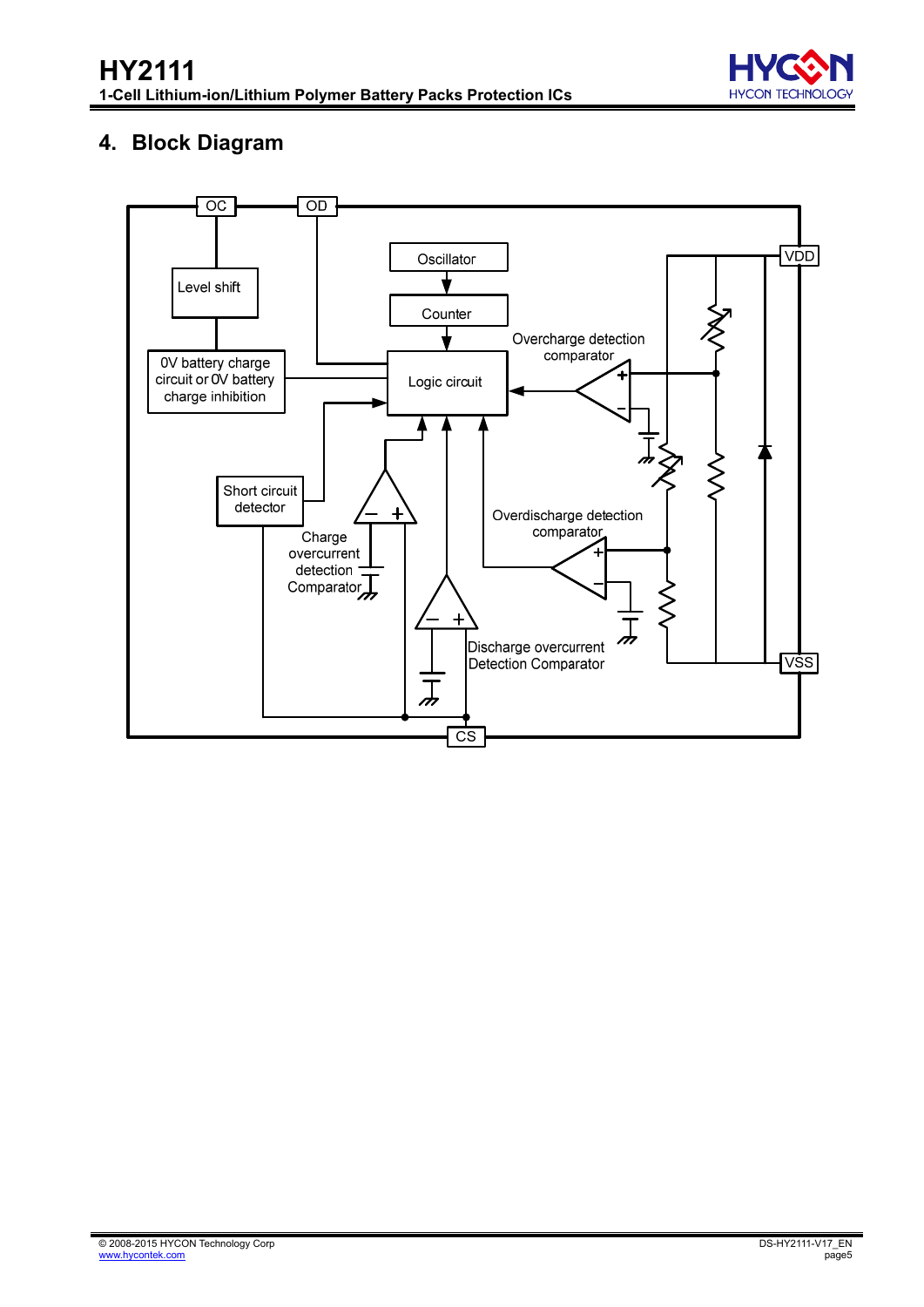## 4. Block Diagram

OC
OD
Oscillator
Counter
Level shift
0V battery charge circuit or 0V battery charge inhibition
Logic circuit
Overcharge detection comparator
VDD
Short circuit detector
Charge overcurrent detection Comparator
Overdischarge detection comparator
Discharge overcurrent Detection Comparator
VSS
CS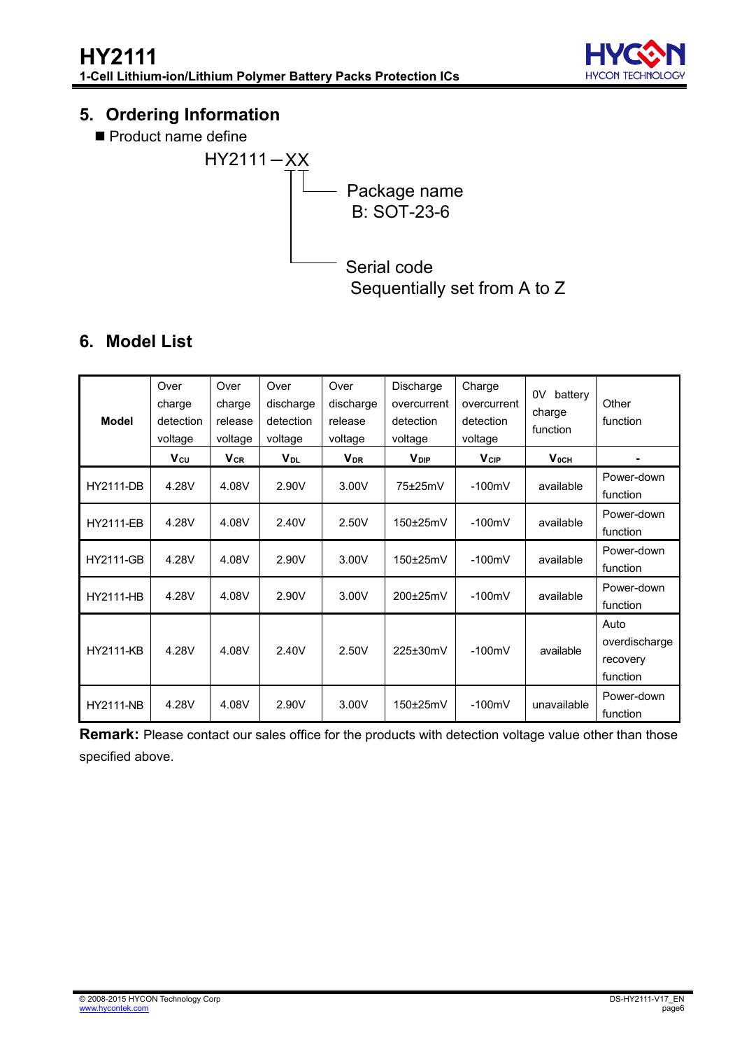## 5. Ordering Information

- Product name define

HY2111－XX

- Package name
  B: SOT-23-6
- Serial code
  Sequentially set from A to Z

## 6. Model List

| Model | Over charge detection voltage | Over charge release voltage | Over discharge detection voltage | Over discharge release voltage | Discharge overcurrent detection voltage | Charge overcurrent detection voltage | 0V battery charge function | Other function |
|---|---|---|---|---|---|---|---|---|
| | $V_{CU}$ | $V_{CR}$ | $V_{DL}$ | $V_{DR}$ | $V_{DIP}$ | $V_{CIP}$ | $V_{0CH}$ | - |
| HY2111-DB | 4.28V | 4.08V | 2.90V | 3.00V | 75±25mV | -100mV | available | Power-down function |
| HY2111-EB | 4.28V | 4.08V | 2.40V | 2.50V | 150±25mV | -100mV | available | Power-down function |
| HY2111-GB | 4.28V | 4.08V | 2.90V | 3.00V | 150±25mV | -100mV | available | Power-down function |
| HY2111-HB | 4.28V | 4.08V | 2.90V | 3.00V | 200±25mV | -100mV | available | Power-down function |
| HY2111-KB | 4.28V | 4.08V | 2.40V | 2.50V | 225±30mV | -100mV | available | Auto overdischarge recovery function |
| HY2111-NB | 4.28V | 4.08V | 2.90V | 3.00V | 150±25mV | -100mV | unavailable | Power-down function |

**Remark:** Please contact our sales office for the products with detection voltage value other than those specified above.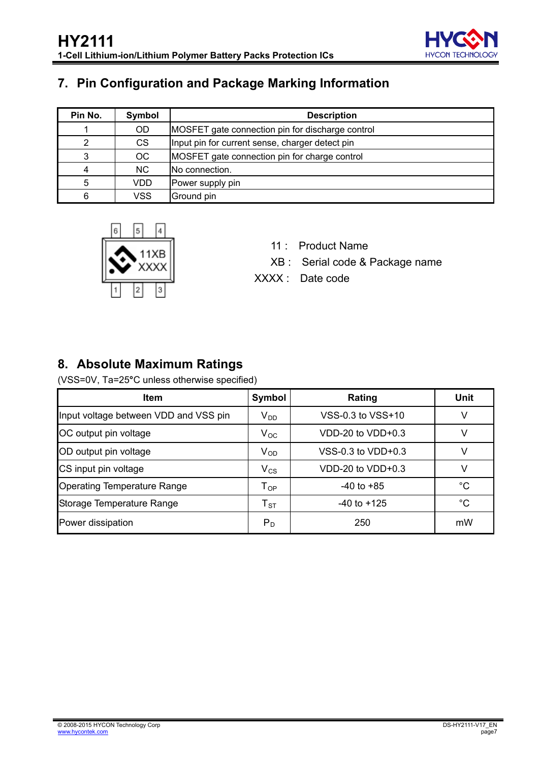## 7. Pin Configuration and Package Marking Information

| Pin No. | Symbol | Description |
|---|---|---|
| 1 | OD | MOSFET gate connection pin for discharge control |
| 2 | CS | Input pin for current sense, charger detect pin |
| 3 | OC | MOSFET gate connection pin for charge control |
| 4 | NC | No connection. |
| 5 | VDD | Power supply pin |
| 6 | VSS | Ground pin |

11 : Product Name
XB : Serial code & Package name
XXXX : Date code

## 8. Absolute Maximum Ratings

(VSS=0V, Ta=25°C unless otherwise specified)

| Item | Symbol | Rating | Unit |
|---|---|---|---|
| Input voltage between VDD and VSS pin | $V_{DD}$ | VSS-0.3 to VSS+10 | V |
| OC output pin voltage | $V_{OC}$ | VDD-20 to VDD+0.3 | V |
| OD output pin voltage | $V_{OD}$ | VSS-0.3 to VDD+0.3 | V |
| CS input pin voltage | $V_{CS}$ | VDD-20 to VDD+0.3 | V |
| Operating Temperature Range | $T_{OP}$ | -40 to +85 | °C |
| Storage Temperature Range | $T_{ST}$ | -40 to +125 | °C |
| Power dissipation | $P_D$ | 250 | mW |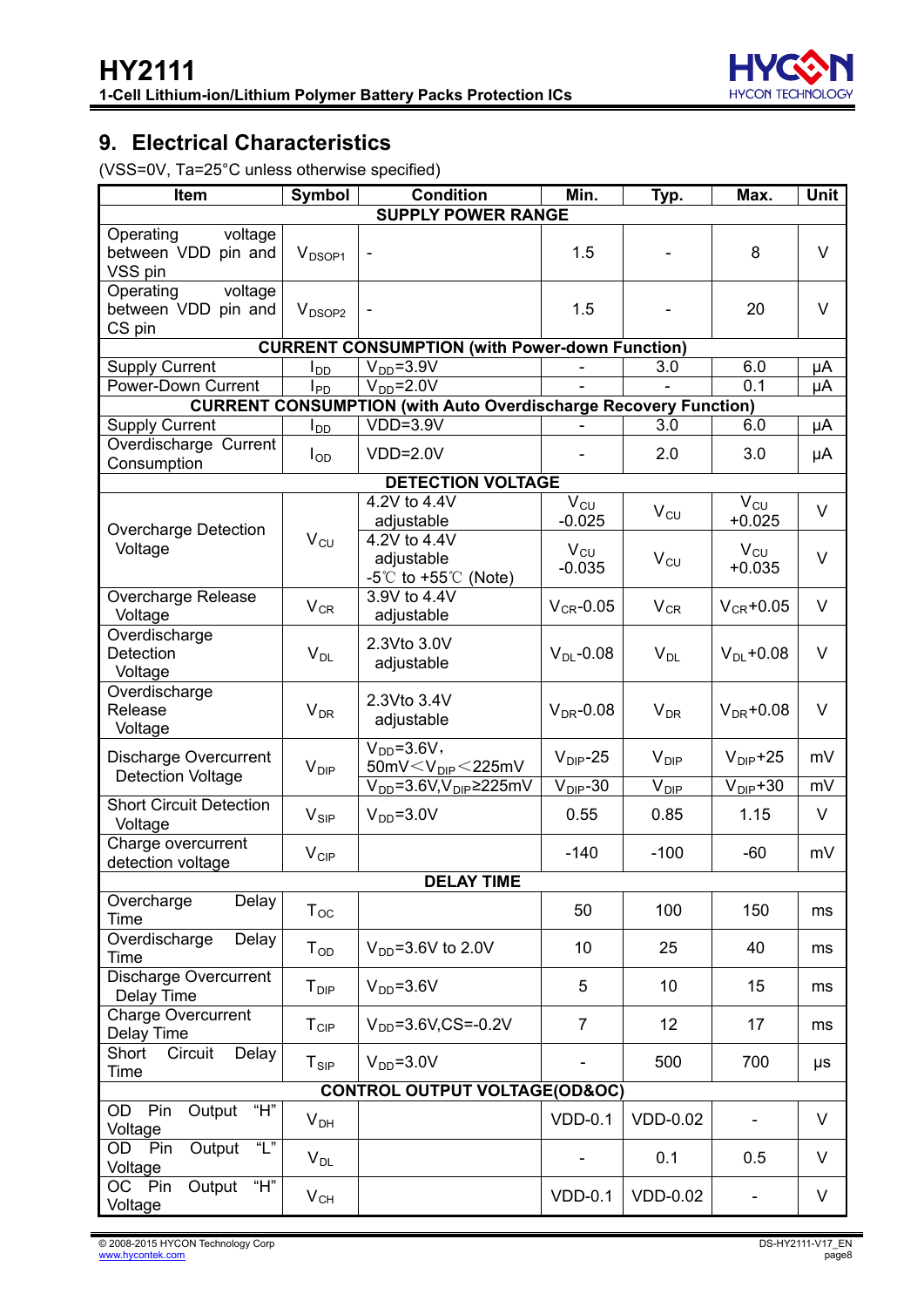## 9. Electrical Characteristics

(VSS=0V, Ta=25°C unless otherwise specified)

| Item | Symbol | Condition | Min. | Typ. | Max. | Unit |
|---|---|---|---|---|---|---|
| **SUPPLY POWER RANGE** | | | | | | |
| Operating voltage between VDD pin and VSS pin | $V_{DSOP1}$ | - | 1.5 | - | 8 | V |
| Operating voltage between VDD pin and CS pin | $V_{DSOP2}$ | - | 1.5 | - | 20 | V |
| **CURRENT CONSUMPTION (with Power-down Function)** | | | | | | |
| Supply Current | $I_{DD}$ | $V_{DD}$=3.9V | - | 3.0 | 6.0 | μA |
| Power-Down Current | $I_{PD}$ | $V_{DD}$=2.0V | - | - | 0.1 | μA |
| **CURRENT CONSUMPTION (with Auto Overdischarge Recovery Function)** | | | | | | |
| Supply Current | $I_{DD}$ | VDD=3.9V | - | 3.0 | 6.0 | μA |
| Overdischarge Current Consumption | $I_{OD}$ | VDD=2.0V | - | 2.0 | 3.0 | μA |
| **DETECTION VOLTAGE** | | | | | | |
| Overcharge Detection Voltage | $V_{CU}$ | 4.2V to 4.4V adjustable | $V_{CU}$ -0.025 | $V_{CU}$ | $V_{CU}$ +0.025 | V |
| | | 4.2V to 4.4V adjustable -5℃ to +55℃ (Note) | $V_{CU}$ -0.035 | $V_{CU}$ | $V_{CU}$ +0.035 | V |
| Overcharge Release Voltage | $V_{CR}$ | 3.9V to 4.4V adjustable | $V_{CR}$-0.05 | $V_{CR}$ | $V_{CR}$+0.05 | V |
| Overdischarge Detection Voltage | $V_{DL}$ | 2.3Vto 3.0V adjustable | $V_{DL}$-0.08 | $V_{DL}$ | $V_{DL}$+0.08 | V |
| Overdischarge Release Voltage | $V_{DR}$ | 2.3Vto 3.4V adjustable | $V_{DR}$-0.08 | $V_{DR}$ | $V_{DR}$+0.08 | V |
| Discharge Overcurrent Detection Voltage | $V_{DIP}$ | $V_{DD}$=3.6V, 50mV<$V_{DIP}$<225mV | $V_{DIP}$-25 | $V_{DIP}$ | $V_{DIP}$+25 | mV |
| | | $V_{DD}$=3.6V,$V_{DIP}$≥225mV | $V_{DIP}$-30 | $V_{DIP}$ | $V_{DIP}$+30 | mV |
| Short Circuit Detection Voltage | $V_{SIP}$ | $V_{DD}$=3.0V | 0.55 | 0.85 | 1.15 | V |
| Charge overcurrent detection voltage | $V_{CIP}$ | | -140 | -100 | -60 | mV |
| **DELAY TIME** | | | | | | |
| Overcharge Delay Time | $T_{OC}$ | | 50 | 100 | 150 | ms |
| Overdischarge Delay Time | $T_{OD}$ | $V_{DD}$=3.6V to 2.0V | 10 | 25 | 40 | ms |
| Discharge Overcurrent Delay Time | $T_{DIP}$ | $V_{DD}$=3.6V | 5 | 10 | 15 | ms |
| Charge Overcurrent Delay Time | $T_{CIP}$ | $V_{DD}$=3.6V,CS=-0.2V | 7 | 12 | 17 | ms |
| Short Circuit Delay Time | $T_{SIP}$ | $V_{DD}$=3.0V | - | 500 | 700 | μs |
| **CONTROL OUTPUT VOLTAGE(OD&OC)** | | | | | | |
| OD Pin Output "H" Voltage | $V_{DH}$ | | VDD-0.1 | VDD-0.02 | - | V |
| OD Pin Output "L" Voltage | $V_{DL}$ | | - | 0.1 | 0.5 | V |
| OC Pin Output "H" Voltage | $V_{CH}$ | | VDD-0.1 | VDD-0.02 | - | V |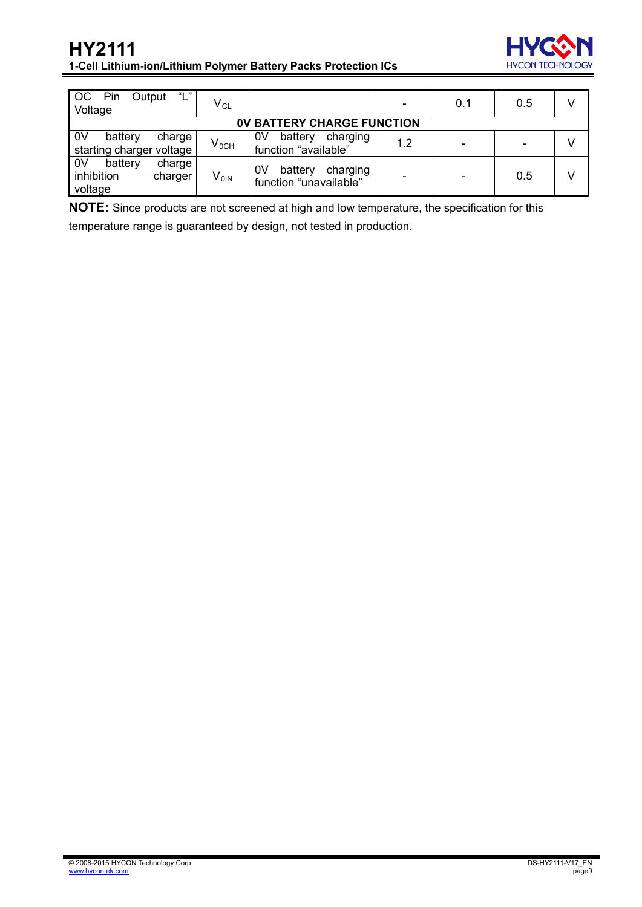| Parameter | Symbol | Conditions | Min. | Typ. | Max. | Unit |
|---|---|---|---|---|---|---|
| OC Pin Output "L" Voltage | $V_{CL}$ | | - | 0.1 | 0.5 | V |
| **0V BATTERY CHARGE FUNCTION** | | | | | | |
| 0V battery charge starting charger voltage | $V_{0CH}$ | 0V battery charging function "available" | 1.2 | - | - | V |
| 0V battery charge inhibition charger voltage | $V_{0IN}$ | 0V battery charging function "unavailable" | - | - | 0.5 | V |

**NOTE:** Since products are not screened at high and low temperature, the specification for this temperature range is guaranteed by design, not tested in production.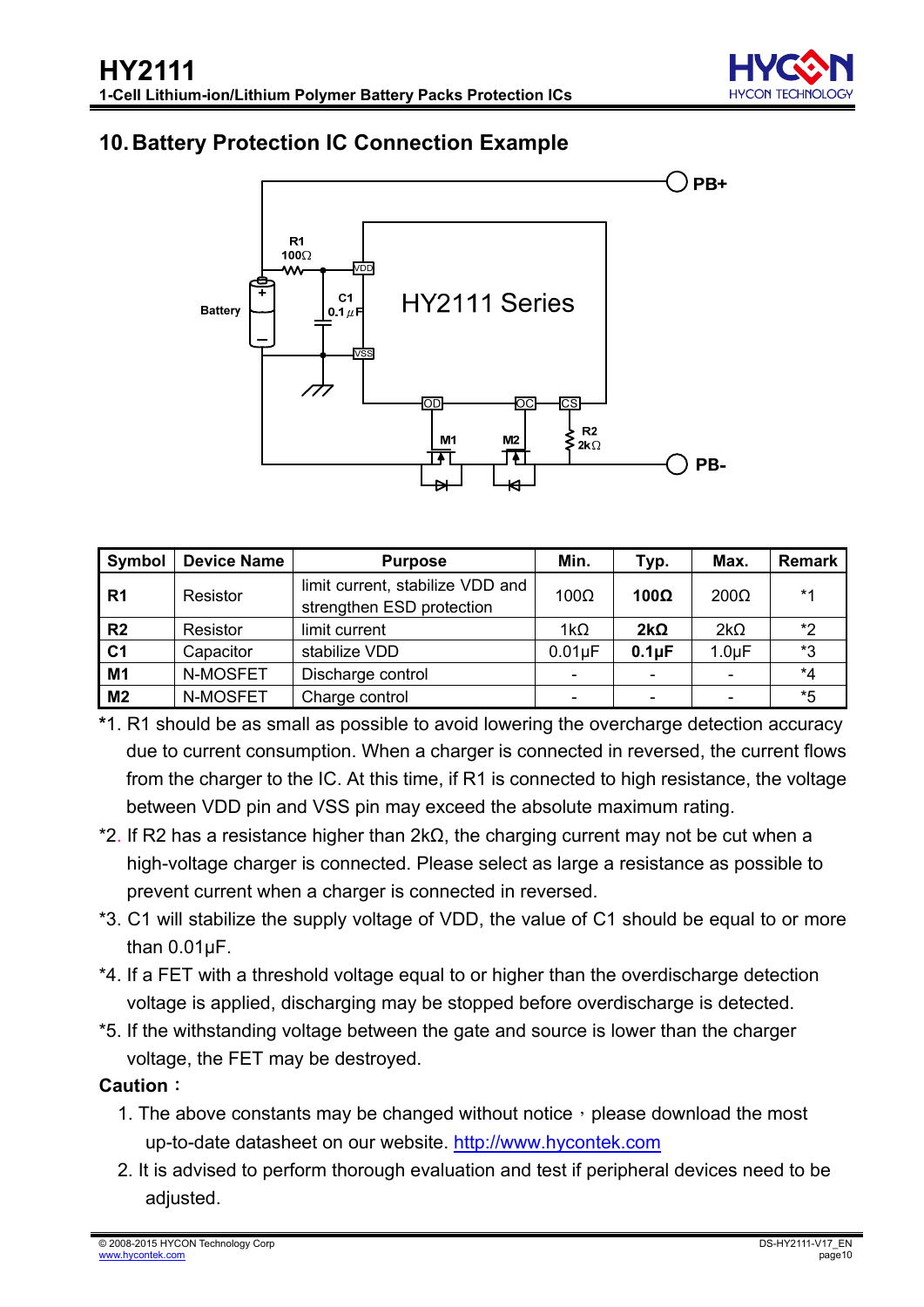## 10. Battery Protection IC Connection Example

| Symbol | Device Name | Purpose | Min. | Typ. | Max. | Remark |
|---|---|---|---|---|---|---|
| **R1** | Resistor | limit current, stabilize VDD and strengthen ESD protection | 100Ω | **100Ω** | 200Ω | *1 |
| **R2** | Resistor | limit current | 1kΩ | **2kΩ** | 2kΩ | *2 |
| **C1** | Capacitor | stabilize VDD | 0.01μF | **0.1μF** | 1.0μF | *3 |
| **M1** | N-MOSFET | Discharge control | - | - | - | *4 |
| **M2** | N-MOSFET | Charge control | - | - | - | *5 |

*1. R1 should be as small as possible to avoid lowering the overcharge detection accuracy due to current consumption. When a charger is connected in reversed, the current flows from the charger to the IC. At this time, if R1 is connected to high resistance, the voltage between VDD pin and VSS pin may exceed the absolute maximum rating.

*2. If R2 has a resistance higher than 2kΩ, the charging current may not be cut when a high-voltage charger is connected. Please select as large a resistance as possible to prevent current when a charger is connected in reversed.

*3. C1 will stabilize the supply voltage of VDD, the value of C1 should be equal to or more than 0.01μF.

*4. If a FET with a threshold voltage equal to or higher than the overdischarge detection voltage is applied, discharging may be stopped before overdischarge is detected.

*5. If the withstanding voltage between the gate and source is lower than the charger voltage, the FET may be destroyed.

**Caution：**

1. The above constants may be changed without notice，please download the most up-to-date datasheet on our website. http://www.hycontek.com
2. It is advised to perform thorough evaluation and test if peripheral devices need to be adjusted.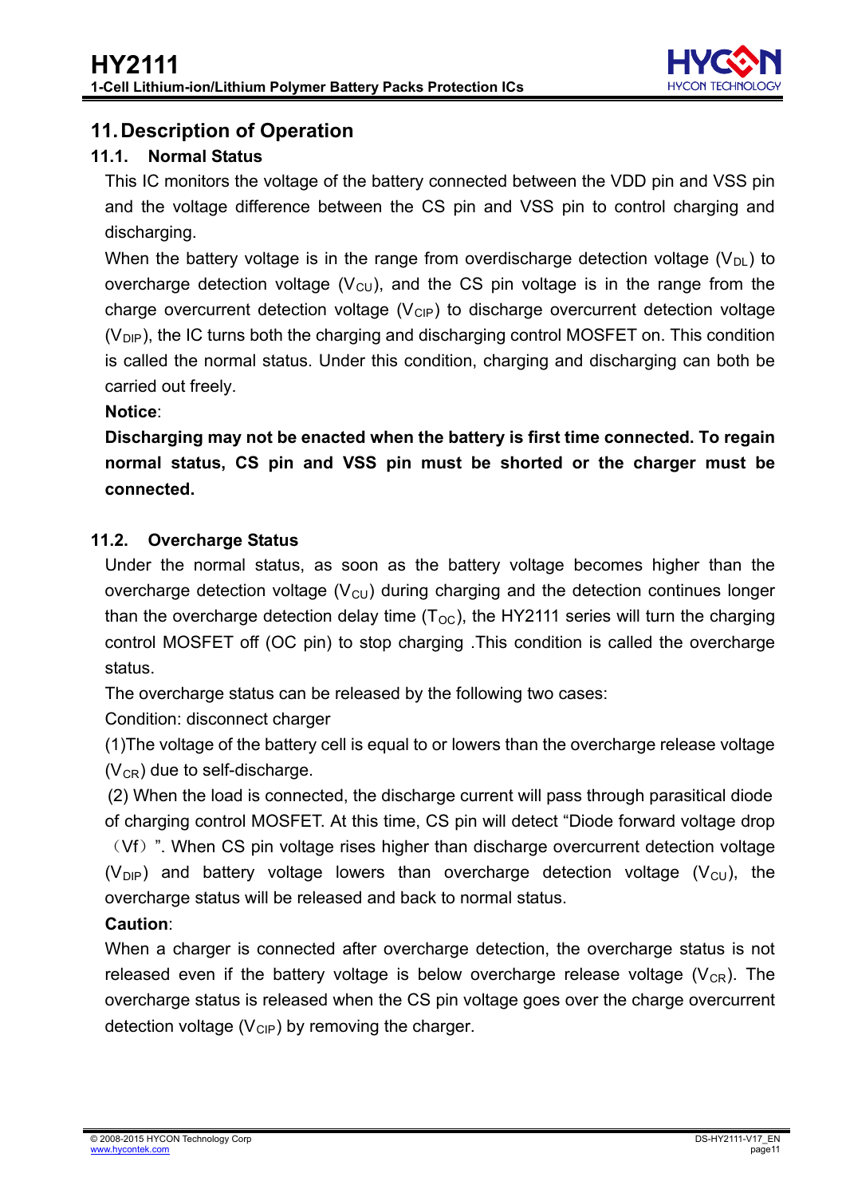## 11. Description of Operation

### 11.1. Normal Status

This IC monitors the voltage of the battery connected between the VDD pin and VSS pin and the voltage difference between the CS pin and VSS pin to control charging and discharging.

When the battery voltage is in the range from overdischarge detection voltage ($V_{DL}$) to overcharge detection voltage ($V_{CU}$), and the CS pin voltage is in the range from the charge overcurrent detection voltage ($V_{CIP}$) to discharge overcurrent detection voltage ($V_{DIP}$), the IC turns both the charging and discharging control MOSFET on. This condition is called the normal status. Under this condition, charging and discharging can both be carried out freely.

**Notice**:

**Discharging may not be enacted when the battery is first time connected. To regain normal status, CS pin and VSS pin must be shorted or the charger must be connected.**

### 11.2. Overcharge Status

Under the normal status, as soon as the battery voltage becomes higher than the overcharge detection voltage ($V_{CU}$) during charging and the detection continues longer than the overcharge detection delay time ($T_{OC}$), the HY2111 series will turn the charging control MOSFET off (OC pin) to stop charging .This condition is called the overcharge status.

The overcharge status can be released by the following two cases:

Condition: disconnect charger

(1)The voltage of the battery cell is equal to or lowers than the overcharge release voltage ($V_{CR}$) due to self-discharge.

(2) When the load is connected, the discharge current will pass through parasitical diode of charging control MOSFET. At this time, CS pin will detect "Diode forward voltage drop（Vf）". When CS pin voltage rises higher than discharge overcurrent detection voltage ($V_{DIP}$) and battery voltage lowers than overcharge detection voltage ($V_{CU}$), the overcharge status will be released and back to normal status.

**Caution**:

When a charger is connected after overcharge detection, the overcharge status is not released even if the battery voltage is below overcharge release voltage ($V_{CR}$). The overcharge status is released when the CS pin voltage goes over the charge overcurrent detection voltage ($V_{CIP}$) by removing the charger.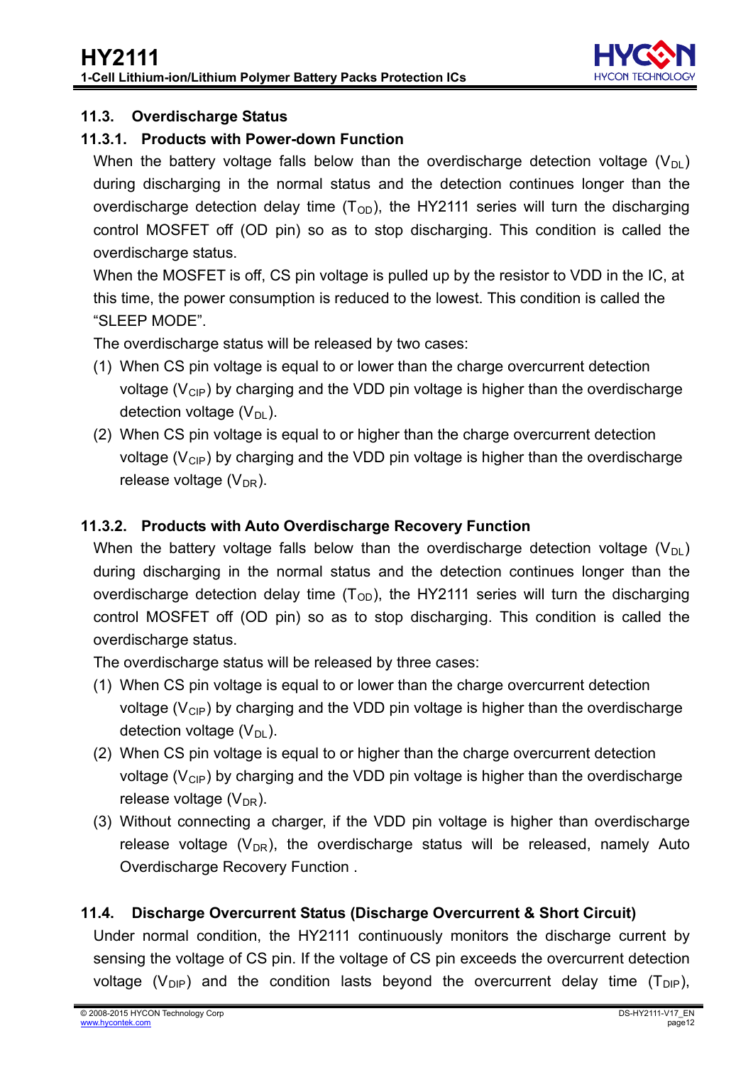### 11.3. Overdischarge Status

#### 11.3.1. Products with Power-down Function

When the battery voltage falls below than the overdischarge detection voltage ($V_{DL}$) during discharging in the normal status and the detection continues longer than the overdischarge detection delay time ($T_{OD}$), the HY2111 series will turn the discharging control MOSFET off (OD pin) so as to stop discharging. This condition is called the overdischarge status.

When the MOSFET is off, CS pin voltage is pulled up by the resistor to VDD in the IC, at this time, the power consumption is reduced to the lowest. This condition is called the "SLEEP MODE".

The overdischarge status will be released by two cases:

(1) When CS pin voltage is equal to or lower than the charge overcurrent detection voltage ($V_{CIP}$) by charging and the VDD pin voltage is higher than the overdischarge detection voltage ($V_{DL}$).

(2) When CS pin voltage is equal to or higher than the charge overcurrent detection voltage ($V_{CIP}$) by charging and the VDD pin voltage is higher than the overdischarge release voltage ($V_{DR}$).

#### 11.3.2. Products with Auto Overdischarge Recovery Function

When the battery voltage falls below than the overdischarge detection voltage ($V_{DL}$) during discharging in the normal status and the detection continues longer than the overdischarge detection delay time ($T_{OD}$), the HY2111 series will turn the discharging control MOSFET off (OD pin) so as to stop discharging. This condition is called the overdischarge status.

The overdischarge status will be released by three cases:

(1) When CS pin voltage is equal to or lower than the charge overcurrent detection voltage ($V_{CIP}$) by charging and the VDD pin voltage is higher than the overdischarge detection voltage ($V_{DL}$).

(2) When CS pin voltage is equal to or higher than the charge overcurrent detection voltage ($V_{CIP}$) by charging and the VDD pin voltage is higher than the overdischarge release voltage ($V_{DR}$).

(3) Without connecting a charger, if the VDD pin voltage is higher than overdischarge release voltage ($V_{DR}$), the overdischarge status will be released, namely Auto Overdischarge Recovery Function .

### 11.4. Discharge Overcurrent Status (Discharge Overcurrent & Short Circuit)

Under normal condition, the HY2111 continuously monitors the discharge current by sensing the voltage of CS pin. If the voltage of CS pin exceeds the overcurrent detection voltage ($V_{DIP}$) and the condition lasts beyond the overcurrent delay time ($T_{DIP}$),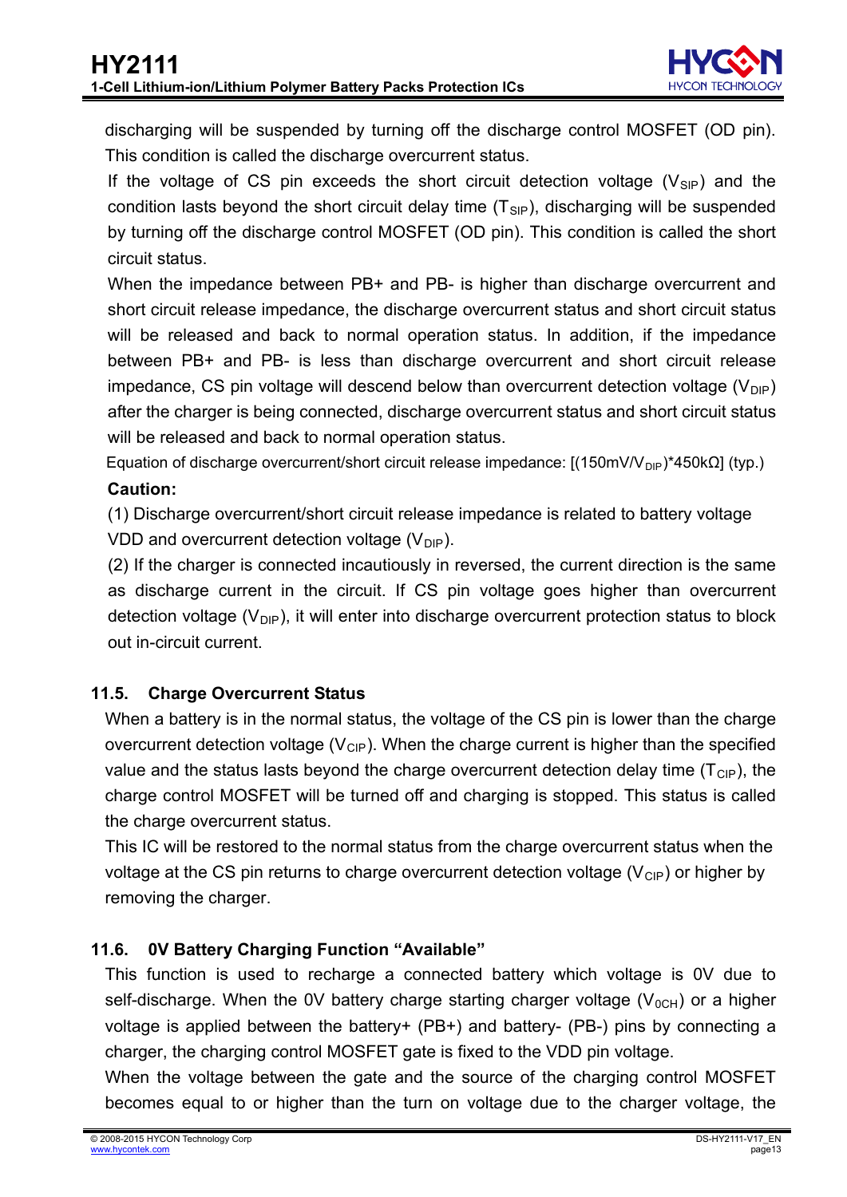discharging will be suspended by turning off the discharge control MOSFET (OD pin). This condition is called the discharge overcurrent status.

If the voltage of CS pin exceeds the short circuit detection voltage ($V_{SIP}$) and the condition lasts beyond the short circuit delay time ($T_{SIP}$), discharging will be suspended by turning off the discharge control MOSFET (OD pin). This condition is called the short circuit status.

When the impedance between PB+ and PB- is higher than discharge overcurrent and short circuit release impedance, the discharge overcurrent status and short circuit status will be released and back to normal operation status. In addition, if the impedance between PB+ and PB- is less than discharge overcurrent and short circuit release impedance, CS pin voltage will descend below than overcurrent detection voltage ($V_{DIP}$) after the charger is being connected, discharge overcurrent status and short circuit status will be released and back to normal operation status.

Equation of discharge overcurrent/short circuit release impedance: [(150mV/$V_{DIP}$)*450kΩ] (typ.)

**Caution:**

(1) Discharge overcurrent/short circuit release impedance is related to battery voltage VDD and overcurrent detection voltage ($V_{DIP}$).

(2) If the charger is connected incautiously in reversed, the current direction is the same as discharge current in the circuit. If CS pin voltage goes higher than overcurrent detection voltage ($V_{DIP}$), it will enter into discharge overcurrent protection status to block out in-circuit current.

### 11.5. Charge Overcurrent Status

When a battery is in the normal status, the voltage of the CS pin is lower than the charge overcurrent detection voltage ($V_{CIP}$). When the charge current is higher than the specified value and the status lasts beyond the charge overcurrent detection delay time ($T_{CIP}$), the charge control MOSFET will be turned off and charging is stopped. This status is called the charge overcurrent status.

This IC will be restored to the normal status from the charge overcurrent status when the voltage at the CS pin returns to charge overcurrent detection voltage ($V_{CIP}$) or higher by removing the charger.

### 11.6. 0V Battery Charging Function "Available"

This function is used to recharge a connected battery which voltage is 0V due to self-discharge. When the 0V battery charge starting charger voltage ($V_{0CH}$) or a higher voltage is applied between the battery+ (PB+) and battery- (PB-) pins by connecting a charger, the charging control MOSFET gate is fixed to the VDD pin voltage.

When the voltage between the gate and the source of the charging control MOSFET becomes equal to or higher than the turn on voltage due to the charger voltage, the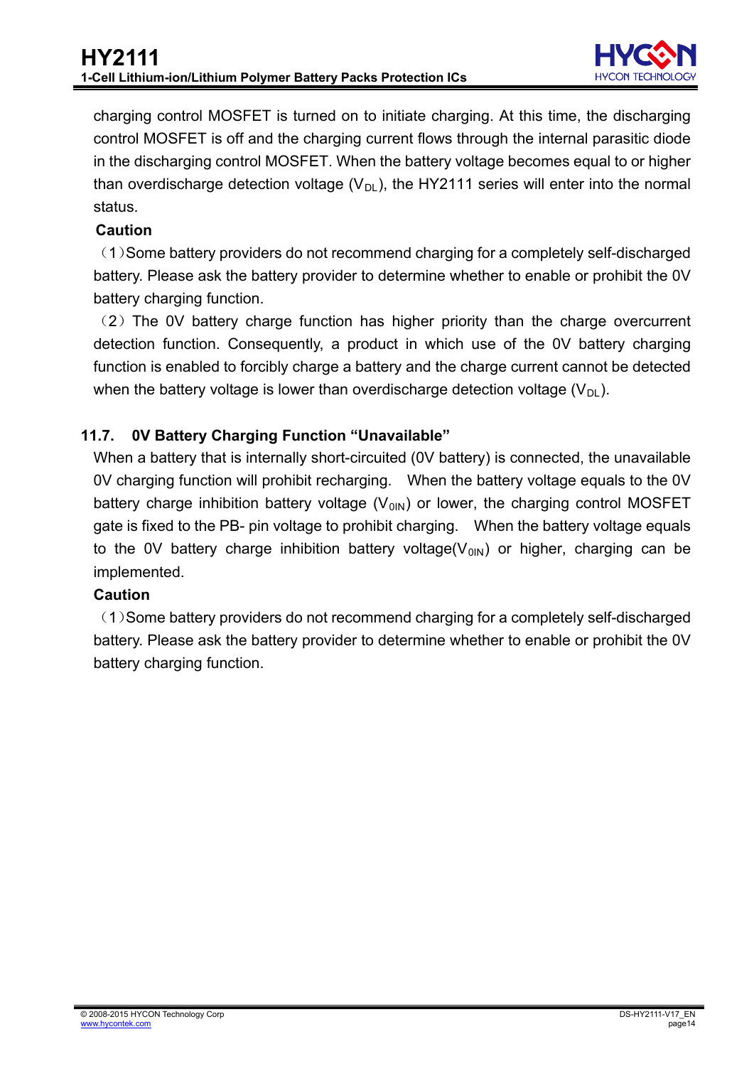charging control MOSFET is turned on to initiate charging. At this time, the discharging control MOSFET is off and the charging current flows through the internal parasitic diode in the discharging control MOSFET. When the battery voltage becomes equal to or higher than overdischarge detection voltage ($V_{DL}$), the HY2111 series will enter into the normal status.

**Caution**

（1）Some battery providers do not recommend charging for a completely self-discharged battery. Please ask the battery provider to determine whether to enable or prohibit the 0V battery charging function.

（2）The 0V battery charge function has higher priority than the charge overcurrent detection function. Consequently, a product in which use of the 0V battery charging function is enabled to forcibly charge a battery and the charge current cannot be detected when the battery voltage is lower than overdischarge detection voltage ($V_{DL}$).

### 11.7. 0V Battery Charging Function "Unavailable"

When a battery that is internally short-circuited (0V battery) is connected, the unavailable 0V charging function will prohibit recharging. When the battery voltage equals to the 0V battery charge inhibition battery voltage ($V_{0IN}$) or lower, the charging control MOSFET gate is fixed to the PB- pin voltage to prohibit charging. When the battery voltage equals to the 0V battery charge inhibition battery voltage($V_{0IN}$) or higher, charging can be implemented.

**Caution**

（1）Some battery providers do not recommend charging for a completely self-discharged battery. Please ask the battery provider to determine whether to enable or prohibit the 0V battery charging function.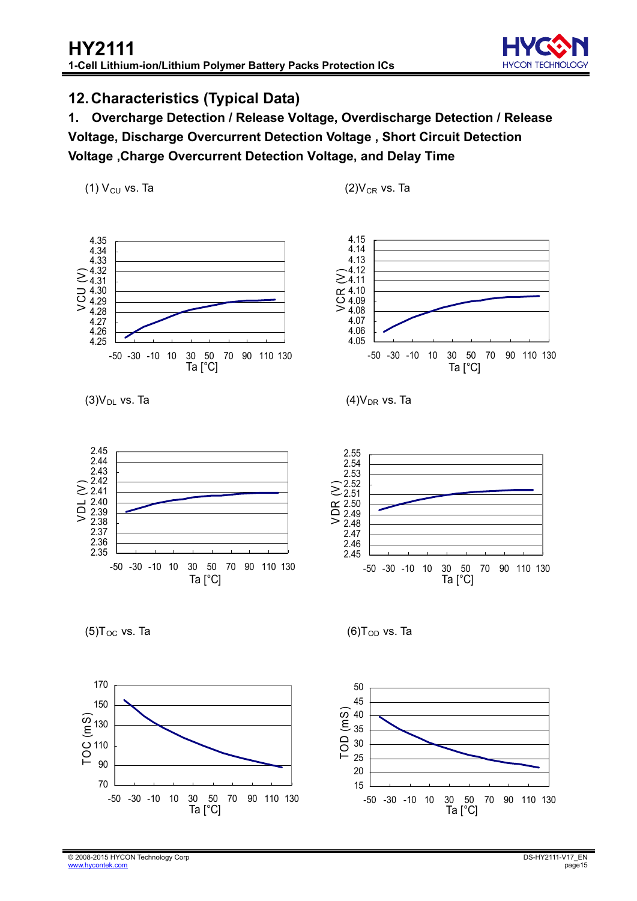## 12. Characteristics (Typical Data)

### 1. Overcharge Detection / Release Voltage, Overdischarge Detection / Release Voltage, Discharge Overcurrent Detection Voltage , Short Circuit Detection Voltage ,Charge Overcurrent Detection Voltage, and Delay Time

(1) $V_{CU}$ vs. Ta

VCU (V): 4.25, 4.26, 4.27, 4.28, 4.29, 4.30, 4.31, 4.32, 4.33, 4.34, 4.35

Ta [°C]: -50, -30, -10, 10, 30, 50, 70, 90, 110, 130

(2) $V_{CR}$ vs. Ta

VCR (V): 4.05, 4.06, 4.07, 4.08, 4.09, 4.10, 4.11, 4.12, 4.13, 4.14, 4.15

Ta [°C]: -50, -30, -10, 10, 30, 50, 70, 90, 110, 130

(3) $V_{DL}$ vs. Ta

VDL (V): 2.35, 2.36, 2.37, 2.38, 2.39, 2.40, 2.41, 2.42, 2.43, 2.44, 2.45

Ta [°C]: -50, -30, -10, 10, 30, 50, 70, 90, 110, 130

(4) $V_{DR}$ vs. Ta

VDR (V): 2.45, 2.46, 2.47, 2.48, 2.49, 2.50, 2.51, 2.52, 2.53, 2.54, 2.55

Ta [°C]: -50, -30, -10, 10, 30, 50, 70, 90, 110, 130

(5) $T_{OC}$ vs. Ta

TOC (mS): 70, 90, 110, 130, 150, 170

Ta [°C]: -50, -30, -10, 10, 30, 50, 70, 90, 110, 130

(6) $T_{OD}$ vs. Ta

TOD (mS): 15, 20, 25, 30, 35, 40, 45, 50

Ta [°C]: -50, -30, -10, 10, 30, 50, 70, 90, 110, 130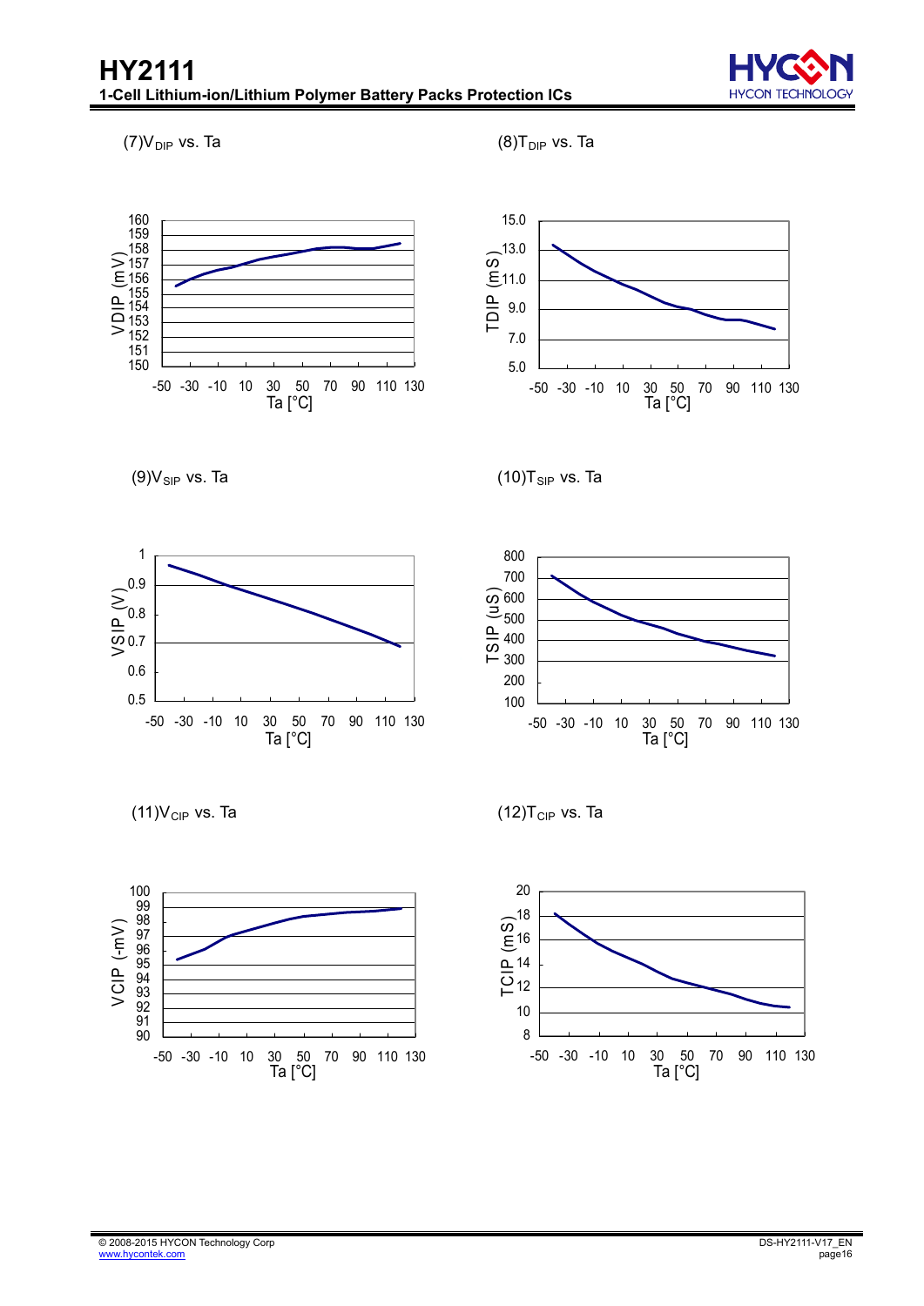(7)$V_{DIP}$ vs. Ta

(8)$T_{DIP}$ vs. Ta

(9)$V_{SIP}$ vs. Ta

(10)$T_{SIP}$ vs. Ta

(11)$V_{CIP}$ vs. Ta

(12)$T_{CIP}$ vs. Ta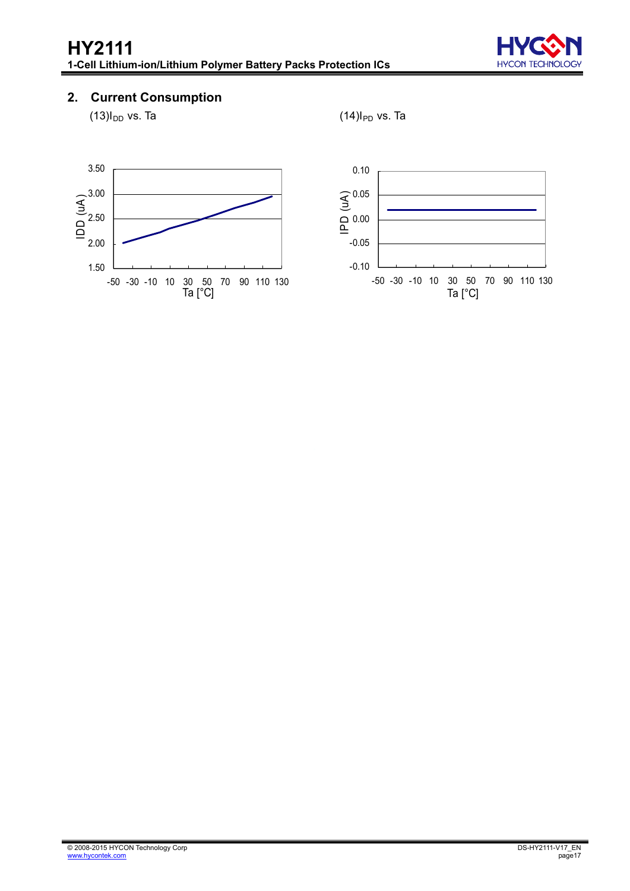## 2. Current Consumption

(13)$I_{DD}$ vs. Ta

(14)$I_{PD}$ vs. Ta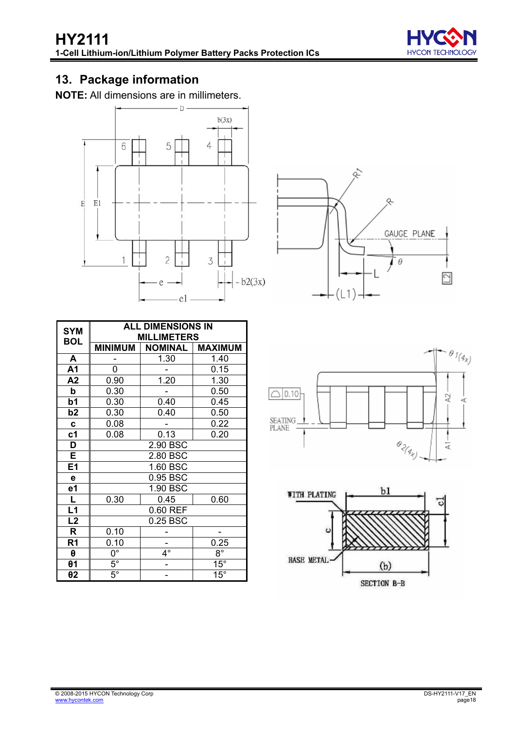## 13. Package information

**NOTE:** All dimensions are in millimeters.

| SYMBOL | ALL DIMENSIONS IN MILLIMETERS | | |
|---|---|---|---|
| | MINIMUM | NOMINAL | MAXIMUM |
| A | - | 1.30 | 1.40 |
| A1 | 0 | - | 0.15 |
| A2 | 0.90 | 1.20 | 1.30 |
| b | 0.30 | - | 0.50 |
| b1 | 0.30 | 0.40 | 0.45 |
| b2 | 0.30 | 0.40 | 0.50 |
| c | 0.08 | - | 0.22 |
| c1 | 0.08 | 0.13 | 0.20 |
| D | 2.90 BSC | | |
| E | 2.80 BSC | | |
| E1 | 1.60 BSC | | |
| e | 0.95 BSC | | |
| e1 | 1.90 BSC | | |
| L | 0.30 | 0.45 | 0.60 |
| L1 | 0.60 REF | | |
| L2 | 0.25 BSC | | |
| R | 0.10 | - | - |
| R1 | 0.10 | - | 0.25 |
| θ | 0° | 4° | 8° |
| θ1 | 5° | - | 15° |
| θ2 | 5° | - | 15° |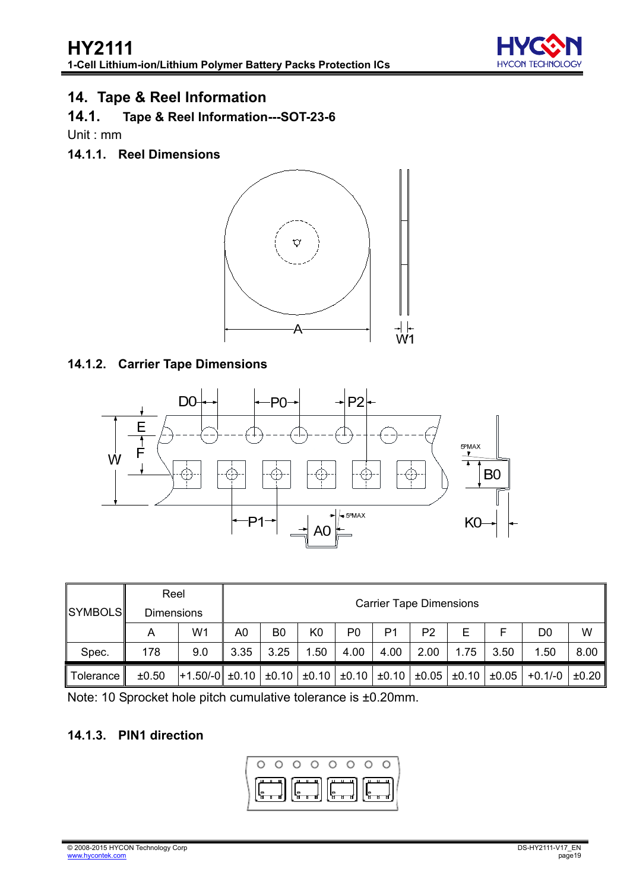## 14. Tape & Reel Information

### 14.1. Tape & Reel Information---SOT-23-6

Unit : mm

#### 14.1.1. Reel Dimensions

#### 14.1.2. Carrier Tape Dimensions

| SYMBOLS | Reel Dimensions | | Carrier Tape Dimensions | | | | | | | | | |
|---|---|---|---|---|---|---|---|---|---|---|---|---|
| | A | W1 | A0 | B0 | K0 | P0 | P1 | P2 | E | F | D0 | W |
| Spec. | 178 | 9.0 | 3.35 | 3.25 | 1.50 | 4.00 | 4.00 | 2.00 | 1.75 | 3.50 | 1.50 | 8.00 |
| Tolerance | ±0.50 | +1.50/-0 | ±0.10 | ±0.10 | ±0.10 | ±0.10 | ±0.10 | ±0.05 | ±0.10 | ±0.05 | +0.1/-0 | ±0.20 |

Note: 10 Sprocket hole pitch cumulative tolerance is ±0.20mm.

#### 14.1.3. PIN1 direction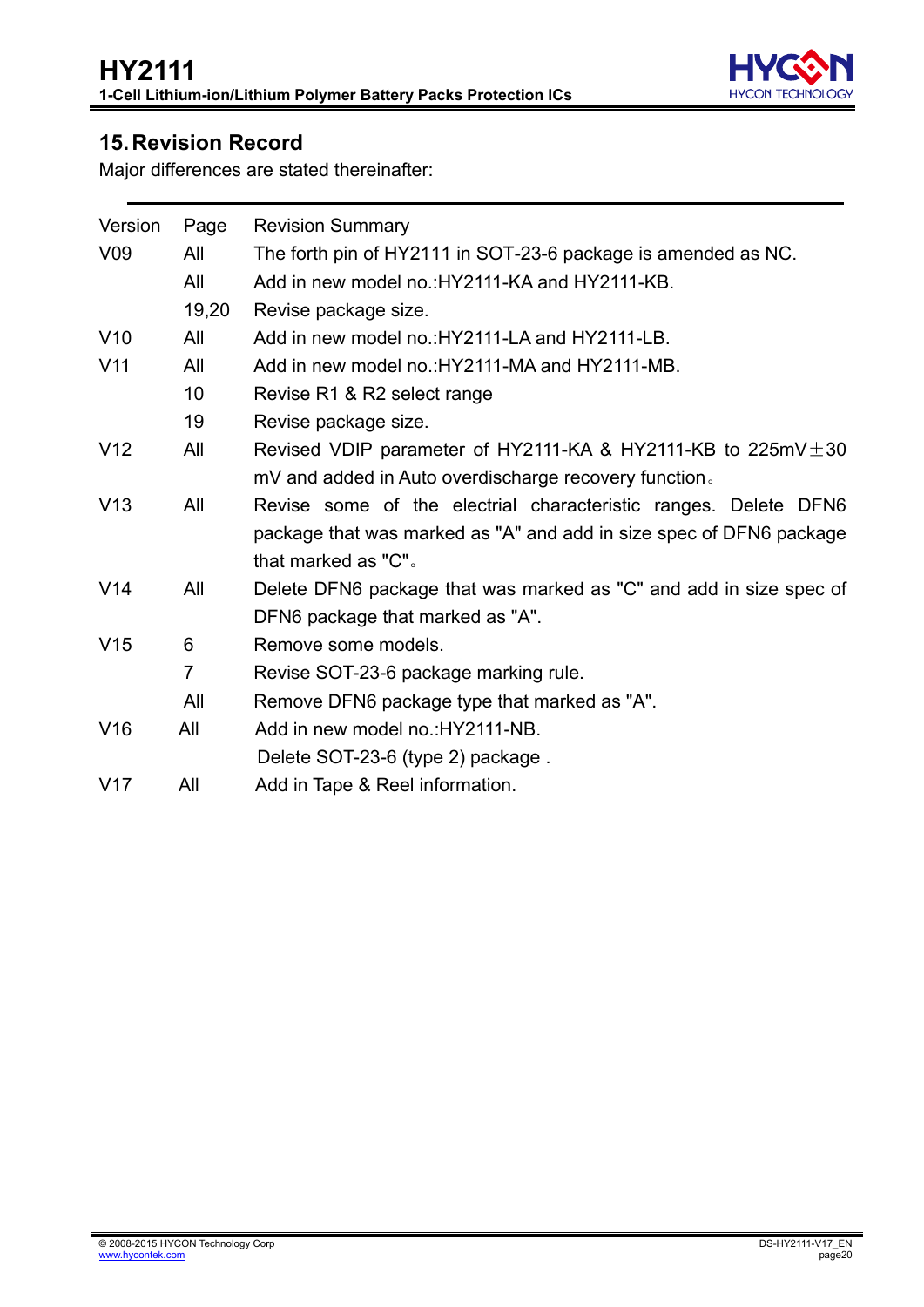## 15. Revision Record

Major differences are stated thereinafter:

| Version | Page | Revision Summary |
|---|---|---|
| V09 | All | The forth pin of HY2111 in SOT-23-6 package is amended as NC. |
| | All | Add in new model no.:HY2111-KA and HY2111-KB. |
| | 19,20 | Revise package size. |
| V10 | All | Add in new model no.:HY2111-LA and HY2111-LB. |
| V11 | All | Add in new model no.:HY2111-MA and HY2111-MB. |
| | 10 | Revise R1 & R2 select range |
| | 19 | Revise package size. |
| V12 | All | Revised VDIP parameter of HY2111-KA & HY2111-KB to 225mV±30 mV and added in Auto overdischarge recovery function。 |
| V13 | All | Revise some of the electrial characteristic ranges. Delete DFN6 package that was marked as "A" and add in size spec of DFN6 package that marked as "C"。 |
| V14 | All | Delete DFN6 package that was marked as "C" and add in size spec of DFN6 package that marked as "A". |
| V15 | 6 | Remove some models. |
| | 7 | Revise SOT-23-6 package marking rule. |
| | All | Remove DFN6 package type that marked as "A". |
| V16 | All | Add in new model no.:HY2111-NB. |
| | | Delete SOT-23-6 (type 2) package . |
| V17 | All | Add in Tape & Reel information. |